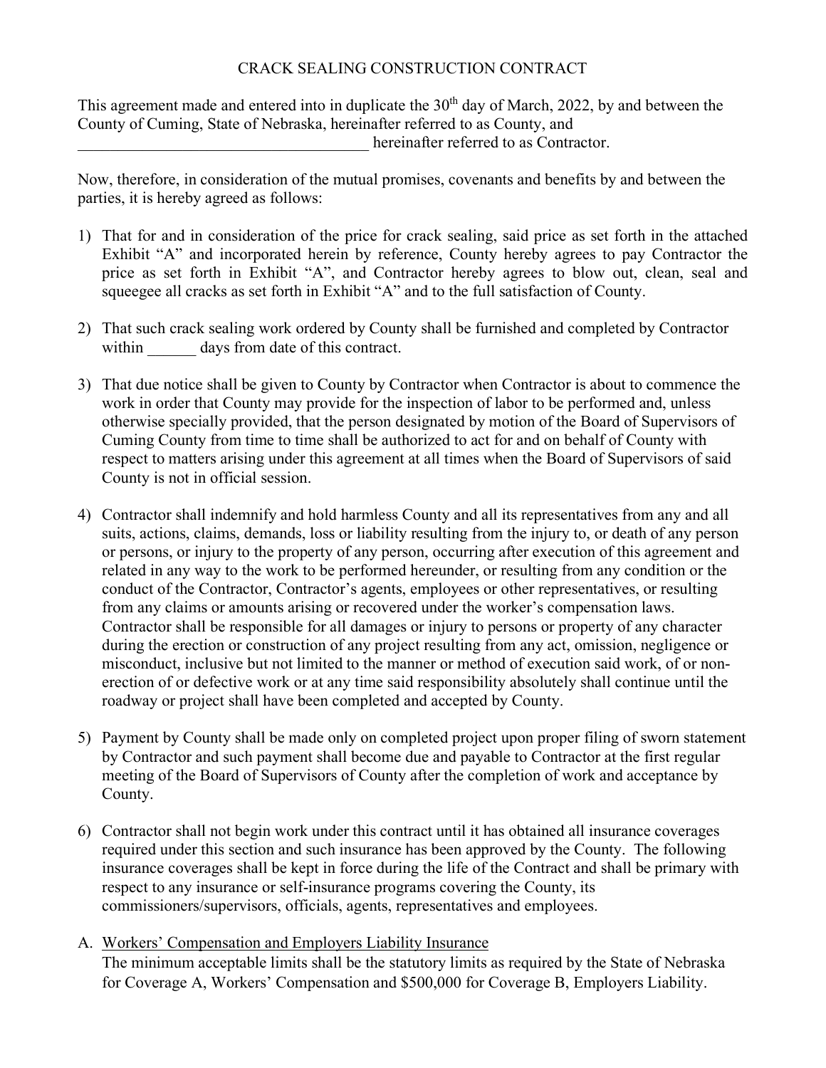# CRACK SEALING CONSTRUCTION CONTRACT

This agreement made and entered into in duplicate the 30th day of March, 2022, by and between the County of Cuming, State of Nebraska, hereinafter referred to as County, and _____________________________________ hereinafter referred to as Contractor.

Now, therefore, in consideration of the mutual promises, covenants and benefits by and between the parties, it is hereby agreed as follows:

1) That for and in consideration of the price for crack sealing, said price as set forth in the attached Exhibit "A" and incorporated herein by reference, County hereby agrees to pay Contractor the price as set forth in Exhibit "A", and Contractor hereby agrees to blow out, clean, seal and squeegee all cracks as set forth in Exhibit "A" and to the full satisfaction of County.

2) That such crack sealing work ordered by County shall be furnished and completed by Contractor within ______ days from date of this contract.

3) That due notice shall be given to County by Contractor when Contractor is about to commence the work in order that County may provide for the inspection of labor to be performed and, unless otherwise specially provided, that the person designated by motion of the Board of Supervisors of Cuming County from time to time shall be authorized to act for and on behalf of County with respect to matters arising under this agreement at all times when the Board of Supervisors of said County is not in official session.

4) Contractor shall indemnify and hold harmless County and all its representatives from any and all suits, actions, claims, demands, loss or liability resulting from the injury to, or death of any person or persons, or injury to the property of any person, occurring after execution of this agreement and related in any way to the work to be performed hereunder, or resulting from any condition or the conduct of the Contractor, Contractor's agents, employees or other representatives, or resulting from any claims or amounts arising or recovered under the worker's compensation laws. Contractor shall be responsible for all damages or injury to persons or property of any character during the erection or construction of any project resulting from any act, omission, negligence or misconduct, inclusive but not limited to the manner or method of execution said work, of or non-erection of or defective work or at any time said responsibility absolutely shall continue until the roadway or project shall have been completed and accepted by County.

5) Payment by County shall be made only on completed project upon proper filing of sworn statement by Contractor and such payment shall become due and payable to Contractor at the first regular meeting of the Board of Supervisors of County after the completion of work and acceptance by County.

6) Contractor shall not begin work under this contract until it has obtained all insurance coverages required under this section and such insurance has been approved by the County. The following insurance coverages shall be kept in force during the life of the Contract and shall be primary with respect to any insurance or self-insurance programs covering the County, its commissioners/supervisors, officials, agents, representatives and employees.

A. Workers' Compensation and Employers Liability Insurance

The minimum acceptable limits shall be the statutory limits as required by the State of Nebraska for Coverage A, Workers' Compensation and $500,000 for Coverage B, Employers Liability.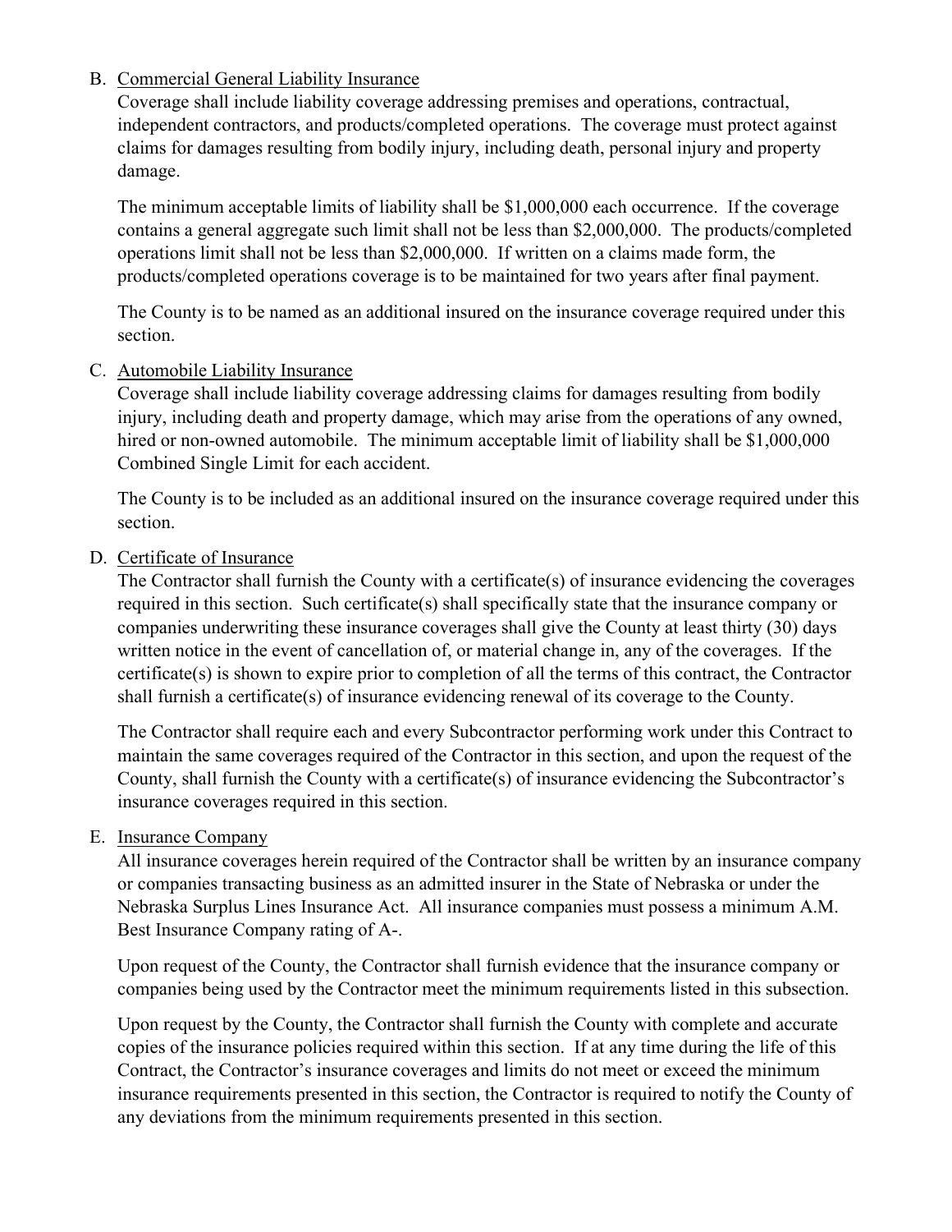B. Commercial General Liability Insurance

Coverage shall include liability coverage addressing premises and operations, contractual, independent contractors, and products/completed operations. The coverage must protect against claims for damages resulting from bodily injury, including death, personal injury and property damage.

The minimum acceptable limits of liability shall be $1,000,000 each occurrence. If the coverage contains a general aggregate such limit shall not be less than $2,000,000. The products/completed operations limit shall not be less than $2,000,000. If written on a claims made form, the products/completed operations coverage is to be maintained for two years after final payment.

The County is to be named as an additional insured on the insurance coverage required under this section.

C. Automobile Liability Insurance

Coverage shall include liability coverage addressing claims for damages resulting from bodily injury, including death and property damage, which may arise from the operations of any owned, hired or non-owned automobile. The minimum acceptable limit of liability shall be $1,000,000 Combined Single Limit for each accident.

The County is to be included as an additional insured on the insurance coverage required under this section.

D. Certificate of Insurance

The Contractor shall furnish the County with a certificate(s) of insurance evidencing the coverages required in this section. Such certificate(s) shall specifically state that the insurance company or companies underwriting these insurance coverages shall give the County at least thirty (30) days written notice in the event of cancellation of, or material change in, any of the coverages. If the certificate(s) is shown to expire prior to completion of all the terms of this contract, the Contractor shall furnish a certificate(s) of insurance evidencing renewal of its coverage to the County.

The Contractor shall require each and every Subcontractor performing work under this Contract to maintain the same coverages required of the Contractor in this section, and upon the request of the County, shall furnish the County with a certificate(s) of insurance evidencing the Subcontractor's insurance coverages required in this section.

E. Insurance Company

All insurance coverages herein required of the Contractor shall be written by an insurance company or companies transacting business as an admitted insurer in the State of Nebraska or under the Nebraska Surplus Lines Insurance Act. All insurance companies must possess a minimum A.M. Best Insurance Company rating of A-.

Upon request of the County, the Contractor shall furnish evidence that the insurance company or companies being used by the Contractor meet the minimum requirements listed in this subsection.

Upon request by the County, the Contractor shall furnish the County with complete and accurate copies of the insurance policies required within this section. If at any time during the life of this Contract, the Contractor's insurance coverages and limits do not meet or exceed the minimum insurance requirements presented in this section, the Contractor is required to notify the County of any deviations from the minimum requirements presented in this section.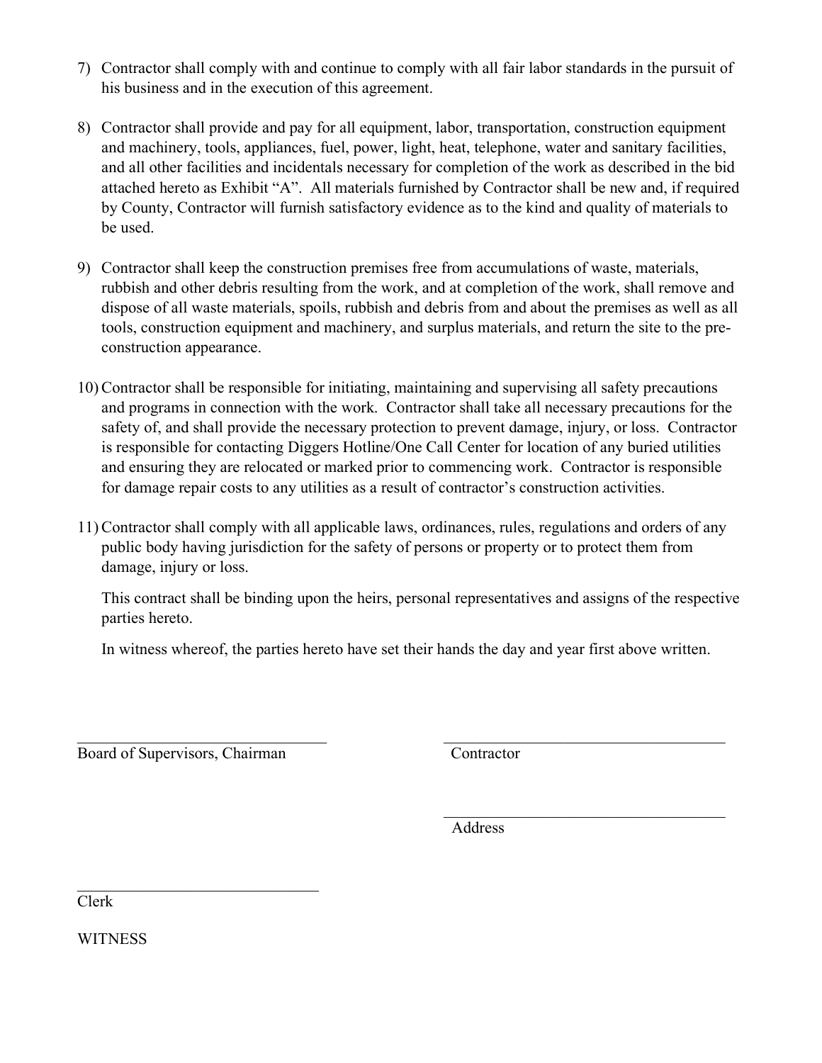7) Contractor shall comply with and continue to comply with all fair labor standards in the pursuit of his business and in the execution of this agreement.

8) Contractor shall provide and pay for all equipment, labor, transportation, construction equipment and machinery, tools, appliances, fuel, power, light, heat, telephone, water and sanitary facilities, and all other facilities and incidentals necessary for completion of the work as described in the bid attached hereto as Exhibit "A". All materials furnished by Contractor shall be new and, if required by County, Contractor will furnish satisfactory evidence as to the kind and quality of materials to be used.

9) Contractor shall keep the construction premises free from accumulations of waste, materials, rubbish and other debris resulting from the work, and at completion of the work, shall remove and dispose of all waste materials, spoils, rubbish and debris from and about the premises as well as all tools, construction equipment and machinery, and surplus materials, and return the site to the pre-construction appearance.

10) Contractor shall be responsible for initiating, maintaining and supervising all safety precautions and programs in connection with the work. Contractor shall take all necessary precautions for the safety of, and shall provide the necessary protection to prevent damage, injury, or loss. Contractor is responsible for contacting Diggers Hotline/One Call Center for location of any buried utilities and ensuring they are relocated or marked prior to commencing work. Contractor is responsible for damage repair costs to any utilities as a result of contractor's construction activities.

11) Contractor shall comply with all applicable laws, ordinances, rules, regulations and orders of any public body having jurisdiction for the safety of persons or property or to protect them from damage, injury or loss.

This contract shall be binding upon the heirs, personal representatives and assigns of the respective parties hereto.

In witness whereof, the parties hereto have set their hands the day and year first above written.

\_\_\_\_\_\_\_\_\_\_\_\_\_\_\_\_\_\_\_\_\_\_\_\_\_\_\_\_\_\_
Board of Supervisors, Chairman

\_\_\_\_\_\_\_\_\_\_\_\_\_\_\_\_\_\_\_\_\_\_\_\_\_\_\_\_\_\_
Contractor

\_\_\_\_\_\_\_\_\_\_\_\_\_\_\_\_\_\_\_\_\_\_\_\_\_\_\_\_\_\_
Address

\_\_\_\_\_\_\_\_\_\_\_\_\_\_\_\_\_\_\_\_\_\_\_\_\_\_\_\_\_\_
Clerk

WITNESS